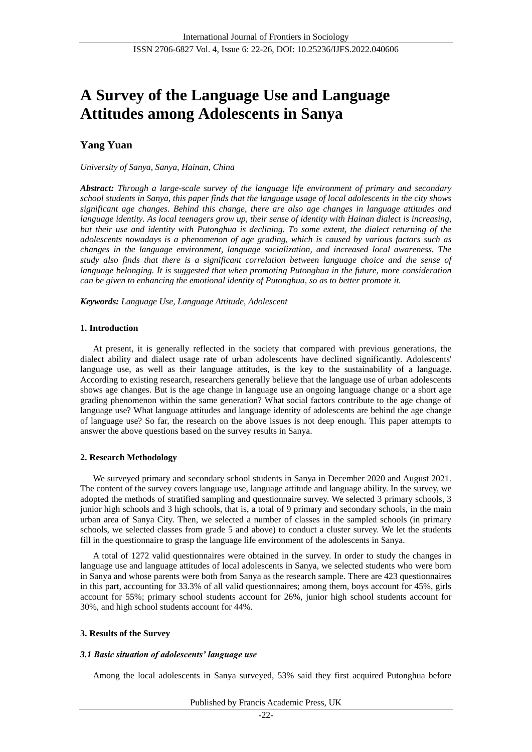# A Survey of the Language Use and Language Attitudes among Adolescents in Sanya

**Yang Yuan**

*University of Sanya, Sanya, Hainan, China*

***Abstract:*** *Through a large-scale survey of the language life environment of primary and secondary school students in Sanya, this paper finds that the language usage of local adolescents in the city shows significant age changes. Behind this change, there are also age changes in language attitudes and language identity. As local teenagers grow up, their sense of identity with Hainan dialect is increasing, but their use and identity with Putonghua is declining. To some extent, the dialect returning of the adolescents nowadays is a phenomenon of age grading, which is caused by various factors such as changes in the language environment, language socialization, and increased local awareness. The study also finds that there is a significant correlation between language choice and the sense of language belonging. It is suggested that when promoting Putonghua in the future, more consideration can be given to enhancing the emotional identity of Putonghua, so as to better promote it.*

***Keywords:*** *Language Use, Language Attitude, Adolescent*

## 1. Introduction

At present, it is generally reflected in the society that compared with previous generations, the dialect ability and dialect usage rate of urban adolescents have declined significantly. Adolescents' language use, as well as their language attitudes, is the key to the sustainability of a language. According to existing research, researchers generally believe that the language use of urban adolescents shows age changes. But is the age change in language use an ongoing language change or a short age grading phenomenon within the same generation? What social factors contribute to the age change of language use? What language attitudes and language identity of adolescents are behind the age change of language use? So far, the research on the above issues is not deep enough. This paper attempts to answer the above questions based on the survey results in Sanya.

## 2. Research Methodology

We surveyed primary and secondary school students in Sanya in December 2020 and August 2021. The content of the survey covers language use, language attitude and language ability. In the survey, we adopted the methods of stratified sampling and questionnaire survey. We selected 3 primary schools, 3 junior high schools and 3 high schools, that is, a total of 9 primary and secondary schools, in the main urban area of Sanya City. Then, we selected a number of classes in the sampled schools (in primary schools, we selected classes from grade 5 and above) to conduct a cluster survey. We let the students fill in the questionnaire to grasp the language life environment of the adolescents in Sanya.

A total of 1272 valid questionnaires were obtained in the survey. In order to study the changes in language use and language attitudes of local adolescents in Sanya, we selected students who were born in Sanya and whose parents were both from Sanya as the research sample. There are 423 questionnaires in this part, accounting for 33.3% of all valid questionnaires; among them, boys account for 45%, girls account for 55%; primary school students account for 26%, junior high school students account for 30%, and high school students account for 44%.

## 3. Results of the Survey

### *3.1 Basic situation of adolescents' language use*

Among the local adolescents in Sanya surveyed, 53% said they first acquired Putonghua before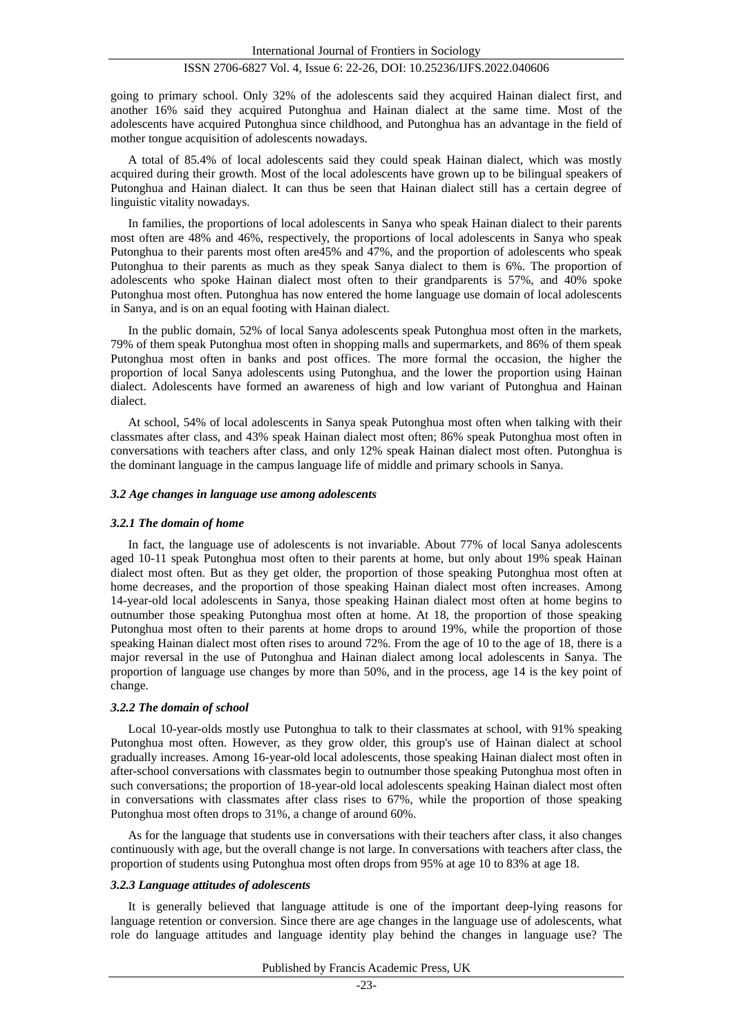going to primary school. Only 32% of the adolescents said they acquired Hainan dialect first, and another 16% said they acquired Putonghua and Hainan dialect at the same time. Most of the adolescents have acquired Putonghua since childhood, and Putonghua has an advantage in the field of mother tongue acquisition of adolescents nowadays.

A total of 85.4% of local adolescents said they could speak Hainan dialect, which was mostly acquired during their growth. Most of the local adolescents have grown up to be bilingual speakers of Putonghua and Hainan dialect. It can thus be seen that Hainan dialect still has a certain degree of linguistic vitality nowadays.

In families, the proportions of local adolescents in Sanya who speak Hainan dialect to their parents most often are 48% and 46%, respectively, the proportions of local adolescents in Sanya who speak Putonghua to their parents most often are45% and 47%, and the proportion of adolescents who speak Putonghua to their parents as much as they speak Sanya dialect to them is 6%. The proportion of adolescents who spoke Hainan dialect most often to their grandparents is 57%, and 40% spoke Putonghua most often. Putonghua has now entered the home language use domain of local adolescents in Sanya, and is on an equal footing with Hainan dialect.

In the public domain, 52% of local Sanya adolescents speak Putonghua most often in the markets, 79% of them speak Putonghua most often in shopping malls and supermarkets, and 86% of them speak Putonghua most often in banks and post offices. The more formal the occasion, the higher the proportion of local Sanya adolescents using Putonghua, and the lower the proportion using Hainan dialect. Adolescents have formed an awareness of high and low variant of Putonghua and Hainan dialect.

At school, 54% of local adolescents in Sanya speak Putonghua most often when talking with their classmates after class, and 43% speak Hainan dialect most often; 86% speak Putonghua most often in conversations with teachers after class, and only 12% speak Hainan dialect most often. Putonghua is the dominant language in the campus language life of middle and primary schools in Sanya.

### *3.2 Age changes in language use among adolescents*

#### *3.2.1 The domain of home*

In fact, the language use of adolescents is not invariable. About 77% of local Sanya adolescents aged 10-11 speak Putonghua most often to their parents at home, but only about 19% speak Hainan dialect most often. But as they get older, the proportion of those speaking Putonghua most often at home decreases, and the proportion of those speaking Hainan dialect most often increases. Among 14-year-old local adolescents in Sanya, those speaking Hainan dialect most often at home begins to outnumber those speaking Putonghua most often at home. At 18, the proportion of those speaking Putonghua most often to their parents at home drops to around 19%, while the proportion of those speaking Hainan dialect most often rises to around 72%. From the age of 10 to the age of 18, there is a major reversal in the use of Putonghua and Hainan dialect among local adolescents in Sanya. The proportion of language use changes by more than 50%, and in the process, age 14 is the key point of change.

#### *3.2.2 The domain of school*

Local 10-year-olds mostly use Putonghua to talk to their classmates at school, with 91% speaking Putonghua most often. However, as they grow older, this group's use of Hainan dialect at school gradually increases. Among 16-year-old local adolescents, those speaking Hainan dialect most often in after-school conversations with classmates begin to outnumber those speaking Putonghua most often in such conversations; the proportion of 18-year-old local adolescents speaking Hainan dialect most often in conversations with classmates after class rises to 67%, while the proportion of those speaking Putonghua most often drops to 31%, a change of around 60%.

As for the language that students use in conversations with their teachers after class, it also changes continuously with age, but the overall change is not large. In conversations with teachers after class, the proportion of students using Putonghua most often drops from 95% at age 10 to 83% at age 18.

#### *3.2.3 Language attitudes of adolescents*

It is generally believed that language attitude is one of the important deep-lying reasons for language retention or conversion. Since there are age changes in the language use of adolescents, what role do language attitudes and language identity play behind the changes in language use? The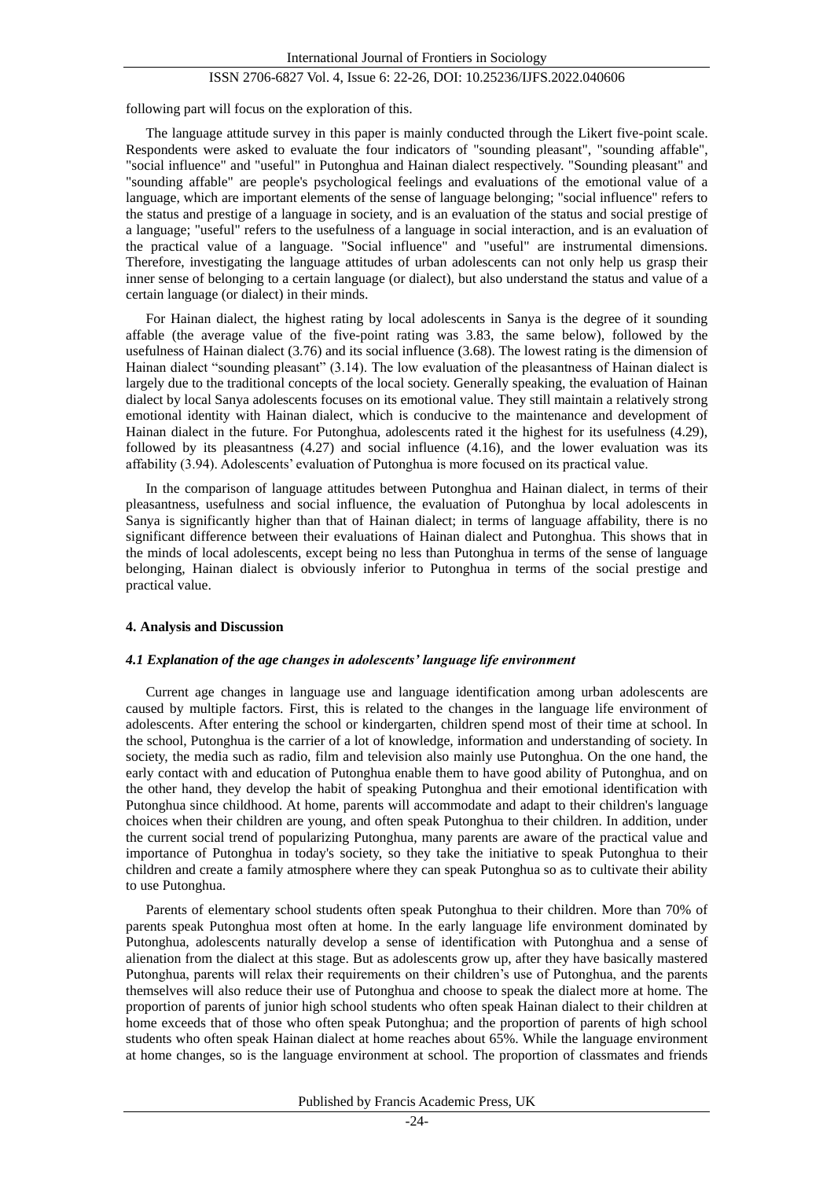following part will focus on the exploration of this.

The language attitude survey in this paper is mainly conducted through the Likert five-point scale. Respondents were asked to evaluate the four indicators of "sounding pleasant", "sounding affable", "social influence" and "useful" in Putonghua and Hainan dialect respectively. "Sounding pleasant" and "sounding affable" are people's psychological feelings and evaluations of the emotional value of a language, which are important elements of the sense of language belonging; "social influence" refers to the status and prestige of a language in society, and is an evaluation of the status and social prestige of a language; "useful" refers to the usefulness of a language in social interaction, and is an evaluation of the practical value of a language. "Social influence" and "useful" are instrumental dimensions. Therefore, investigating the language attitudes of urban adolescents can not only help us grasp their inner sense of belonging to a certain language (or dialect), but also understand the status and value of a certain language (or dialect) in their minds.

For Hainan dialect, the highest rating by local adolescents in Sanya is the degree of it sounding affable (the average value of the five-point rating was 3.83, the same below), followed by the usefulness of Hainan dialect (3.76) and its social influence (3.68). The lowest rating is the dimension of Hainan dialect "sounding pleasant" (3.14). The low evaluation of the pleasantness of Hainan dialect is largely due to the traditional concepts of the local society. Generally speaking, the evaluation of Hainan dialect by local Sanya adolescents focuses on its emotional value. They still maintain a relatively strong emotional identity with Hainan dialect, which is conducive to the maintenance and development of Hainan dialect in the future. For Putonghua, adolescents rated it the highest for its usefulness (4.29), followed by its pleasantness (4.27) and social influence (4.16), and the lower evaluation was its affability (3.94). Adolescents' evaluation of Putonghua is more focused on its practical value.

In the comparison of language attitudes between Putonghua and Hainan dialect, in terms of their pleasantness, usefulness and social influence, the evaluation of Putonghua by local adolescents in Sanya is significantly higher than that of Hainan dialect; in terms of language affability, there is no significant difference between their evaluations of Hainan dialect and Putonghua. This shows that in the minds of local adolescents, except being no less than Putonghua in terms of the sense of language belonging, Hainan dialect is obviously inferior to Putonghua in terms of the social prestige and practical value.

## 4. Analysis and Discussion

### *4.1 Explanation of the age changes in adolescents' language life environment*

Current age changes in language use and language identification among urban adolescents are caused by multiple factors. First, this is related to the changes in the language life environment of adolescents. After entering the school or kindergarten, children spend most of their time at school. In the school, Putonghua is the carrier of a lot of knowledge, information and understanding of society. In society, the media such as radio, film and television also mainly use Putonghua. On the one hand, the early contact with and education of Putonghua enable them to have good ability of Putonghua, and on the other hand, they develop the habit of speaking Putonghua and their emotional identification with Putonghua since childhood. At home, parents will accommodate and adapt to their children's language choices when their children are young, and often speak Putonghua to their children. In addition, under the current social trend of popularizing Putonghua, many parents are aware of the practical value and importance of Putonghua in today's society, so they take the initiative to speak Putonghua to their children and create a family atmosphere where they can speak Putonghua so as to cultivate their ability to use Putonghua.

Parents of elementary school students often speak Putonghua to their children. More than 70% of parents speak Putonghua most often at home. In the early language life environment dominated by Putonghua, adolescents naturally develop a sense of identification with Putonghua and a sense of alienation from the dialect at this stage. But as adolescents grow up, after they have basically mastered Putonghua, parents will relax their requirements on their children's use of Putonghua, and the parents themselves will also reduce their use of Putonghua and choose to speak the dialect more at home. The proportion of parents of junior high school students who often speak Hainan dialect to their children at home exceeds that of those who often speak Putonghua; and the proportion of parents of high school students who often speak Hainan dialect at home reaches about 65%. While the language environment at home changes, so is the language environment at school. The proportion of classmates and friends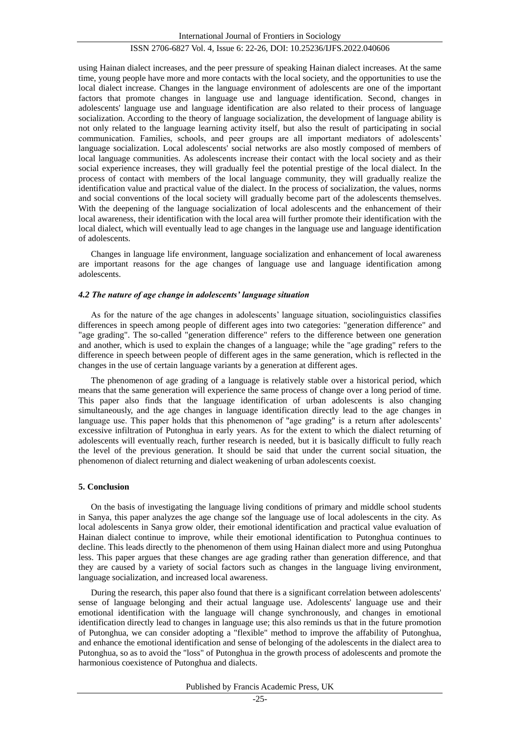using Hainan dialect increases, and the peer pressure of speaking Hainan dialect increases. At the same time, young people have more and more contacts with the local society, and the opportunities to use the local dialect increase. Changes in the language environment of adolescents are one of the important factors that promote changes in language use and language identification. Second, changes in adolescents' language use and language identification are also related to their process of language socialization. According to the theory of language socialization, the development of language ability is not only related to the language learning activity itself, but also the result of participating in social communication. Families, schools, and peer groups are all important mediators of adolescents' language socialization. Local adolescents' social networks are also mostly composed of members of local language communities. As adolescents increase their contact with the local society and as their social experience increases, they will gradually feel the potential prestige of the local dialect. In the process of contact with members of the local language community, they will gradually realize the identification value and practical value of the dialect. In the process of socialization, the values, norms and social conventions of the local society will gradually become part of the adolescents themselves. With the deepening of the language socialization of local adolescents and the enhancement of their local awareness, their identification with the local area will further promote their identification with the local dialect, which will eventually lead to age changes in the language use and language identification of adolescents.

Changes in language life environment, language socialization and enhancement of local awareness are important reasons for the age changes of language use and language identification among adolescents.

### *4.2 The nature of age change in adolescents' language situation*

As for the nature of the age changes in adolescents' language situation, sociolinguistics classifies differences in speech among people of different ages into two categories: "generation difference" and "age grading". The so-called "generation difference" refers to the difference between one generation and another, which is used to explain the changes of a language; while the "age grading" refers to the difference in speech between people of different ages in the same generation, which is reflected in the changes in the use of certain language variants by a generation at different ages.

The phenomenon of age grading of a language is relatively stable over a historical period, which means that the same generation will experience the same process of change over a long period of time. This paper also finds that the language identification of urban adolescents is also changing simultaneously, and the age changes in language identification directly lead to the age changes in language use. This paper holds that this phenomenon of "age grading" is a return after adolescents' excessive infiltration of Putonghua in early years. As for the extent to which the dialect returning of adolescents will eventually reach, further research is needed, but it is basically difficult to fully reach the level of the previous generation. It should be said that under the current social situation, the phenomenon of dialect returning and dialect weakening of urban adolescents coexist.

## 5. Conclusion

On the basis of investigating the language living conditions of primary and middle school students in Sanya, this paper analyzes the age change sof the language use of local adolescents in the city. As local adolescents in Sanya grow older, their emotional identification and practical value evaluation of Hainan dialect continue to improve, while their emotional identification to Putonghua continues to decline. This leads directly to the phenomenon of them using Hainan dialect more and using Putonghua less. This paper argues that these changes are age grading rather than generation difference, and that they are caused by a variety of social factors such as changes in the language living environment, language socialization, and increased local awareness.

During the research, this paper also found that there is a significant correlation between adolescents' sense of language belonging and their actual language use. Adolescents' language use and their emotional identification with the language will change synchronously, and changes in emotional identification directly lead to changes in language use; this also reminds us that in the future promotion of Putonghua, we can consider adopting a "flexible" method to improve the affability of Putonghua, and enhance the emotional identification and sense of belonging of the adolescents in the dialect area to Putonghua, so as to avoid the "loss" of Putonghua in the growth process of adolescents and promote the harmonious coexistence of Putonghua and dialects.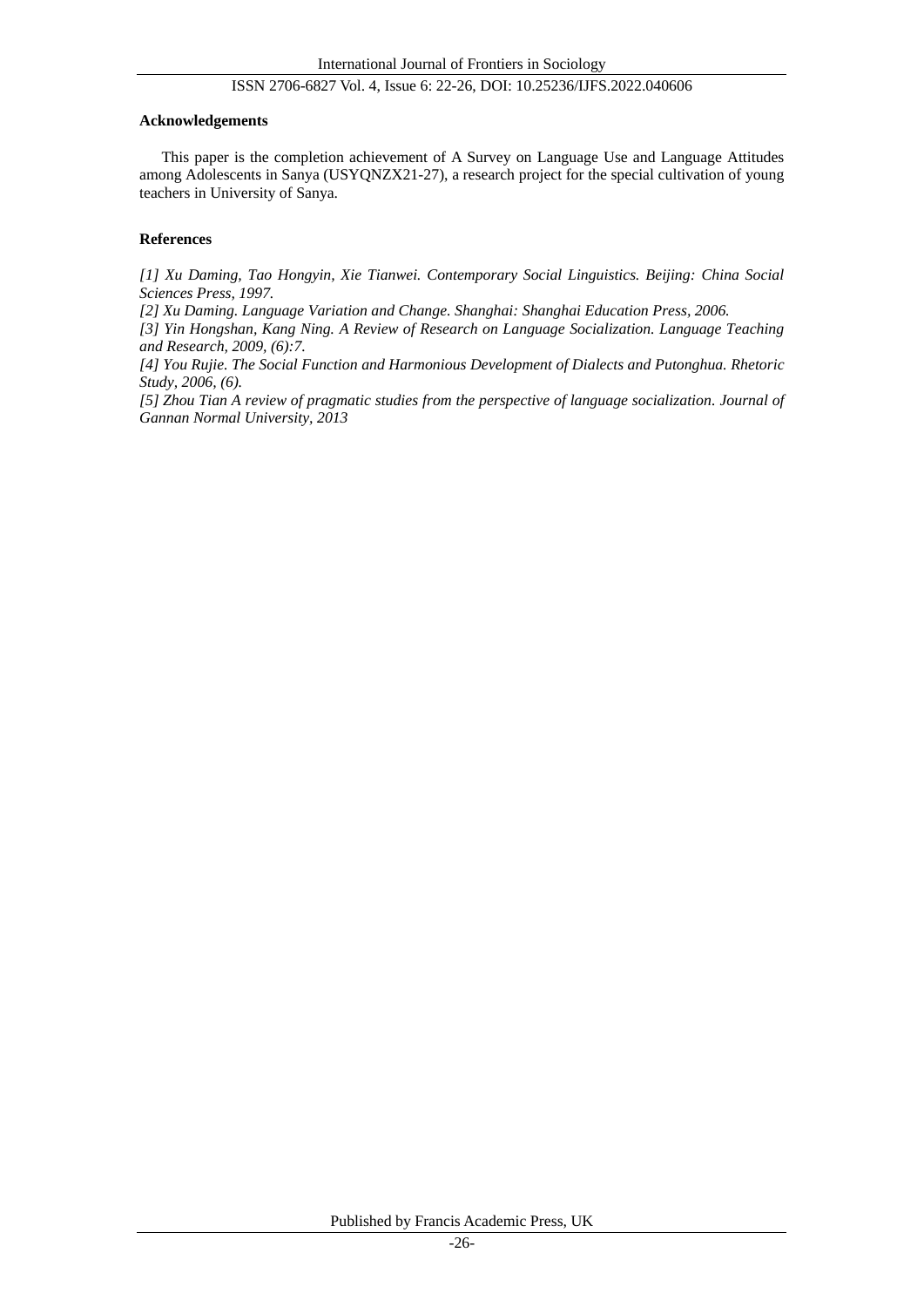### Acknowledgements

This paper is the completion achievement of A Survey on Language Use and Language Attitudes among Adolescents in Sanya (USYQNZX21-27), a research project for the special cultivation of young teachers in University of Sanya.

### References

*[1] Xu Daming, Tao Hongyin, Xie Tianwei. Contemporary Social Linguistics. Beijing: China Social Sciences Press, 1997.*

*[2] Xu Daming. Language Variation and Change. Shanghai: Shanghai Education Press, 2006.*

*[3] Yin Hongshan, Kang Ning. A Review of Research on Language Socialization. Language Teaching and Research, 2009, (6):7.*

*[4] You Rujie. The Social Function and Harmonious Development of Dialects and Putonghua. Rhetoric Study, 2006, (6).*

*[5] Zhou Tian A review of pragmatic studies from the perspective of language socialization. Journal of Gannan Normal University, 2013*